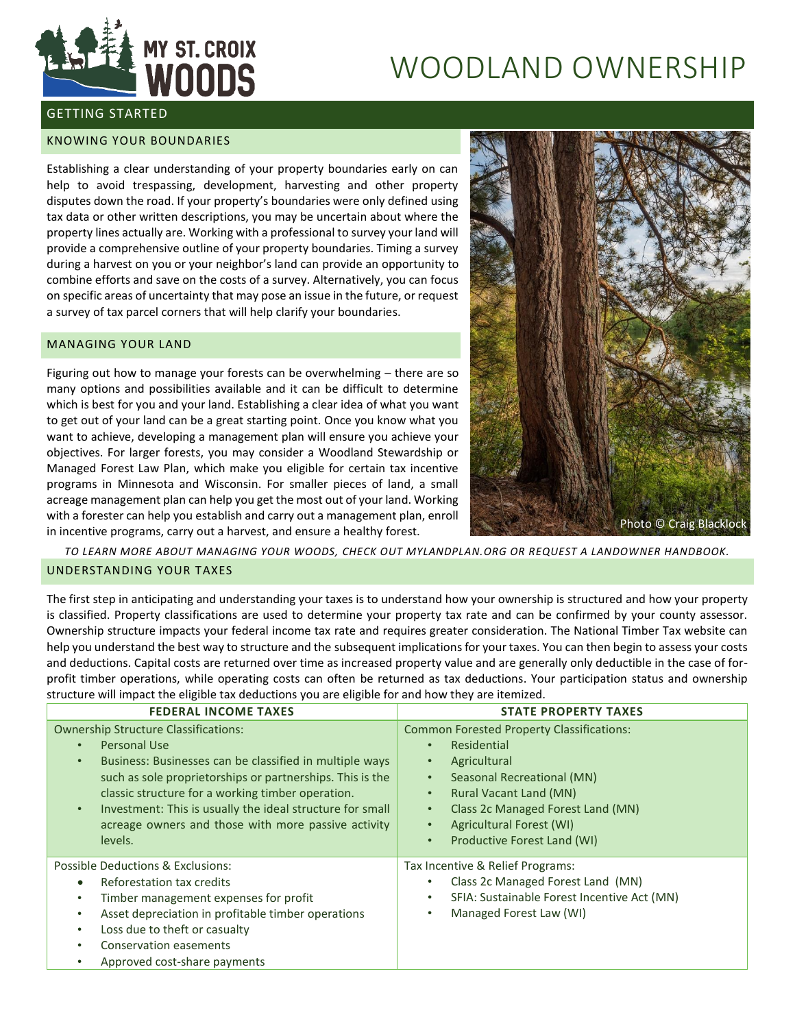MY ST. CROIX WOODS

# WOODLAND OWNERSHIP

## GETTING STARTED

### KNOWING YOUR BOUNDARIES

Establishing a clear understanding of your property boundaries early on can help to avoid trespassing, development, harvesting and other property disputes down the road. If your property's boundaries were only defined using tax data or other written descriptions, you may be uncertain about where the property lines actually are. Working with a professional to survey your land will provide a comprehensive outline of your property boundaries. Timing a survey during a harvest on you or your neighbor's land can provide an opportunity to combine efforts and save on the costs of a survey. Alternatively, you can focus on specific areas of uncertainty that may pose an issue in the future, or request a survey of tax parcel corners that will help clarify your boundaries.

### MANAGING YOUR LAND

Figuring out how to manage your forests can be overwhelming – there are so many options and possibilities available and it can be difficult to determine which is best for you and your land. Establishing a clear idea of what you want to get out of your land can be a great starting point. Once you know what you want to achieve, developing a management plan will ensure you achieve your objectives. For larger forests, you may consider a Woodland Stewardship or Managed Forest Law Plan, which make you eligible for certain tax incentive programs in Minnesota and Wisconsin. For smaller pieces of land, a small acreage management plan can help you get the most out of your land. Working with a forester can help you establish and carry out a management plan, enroll in incentive programs, carry out a harvest, and ensure a healthy forest.

Photo © Craig Blacklock

*TO LEARN MORE ABOUT MANAGING YOUR WOODS, CHECK OUT MYLANDPLAN.ORG OR REQUEST A LANDOWNER HANDBOOK.*

### UNDERSTANDING YOUR TAXES

The first step in anticipating and understanding your taxes is to understand how your ownership is structured and how your property is classified. Property classifications are used to determine your property tax rate and can be confirmed by your county assessor. Ownership structure impacts your federal income tax rate and requires greater consideration. The National Timber Tax website can help you understand the best way to structure and the subsequent implications for your taxes. You can then begin to assess your costs and deductions. Capital costs are returned over time as increased property value and are generally only deductible in the case of for-profit timber operations, while operating costs can often be returned as tax deductions. Your participation status and ownership structure will impact the eligible tax deductions you are eligible for and how they are itemized.

| FEDERAL INCOME TAXES | STATE PROPERTY TAXES |
|---|---|
| Ownership Structure Classifications:<br>• Personal Use<br>• Business: Businesses can be classified in multiple ways such as sole proprietorships or partnerships. This is the classic structure for a working timber operation.<br>• Investment: This is usually the ideal structure for small acreage owners and those with more passive activity levels. | Common Forested Property Classifications:<br>• Residential<br>• Agricultural<br>• Seasonal Recreational (MN)<br>• Rural Vacant Land (MN)<br>• Class 2c Managed Forest Land (MN)<br>• Agricultural Forest (WI)<br>• Productive Forest Land (WI) |
| Possible Deductions & Exclusions:<br>• Reforestation tax credits<br>• Timber management expenses for profit<br>• Asset depreciation in profitable timber operations<br>• Loss due to theft or casualty<br>• Conservation easements<br>• Approved cost-share payments | Tax Incentive & Relief Programs:<br>• Class 2c Managed Forest Land (MN)<br>• SFIA: Sustainable Forest Incentive Act (MN)<br>• Managed Forest Law (WI) |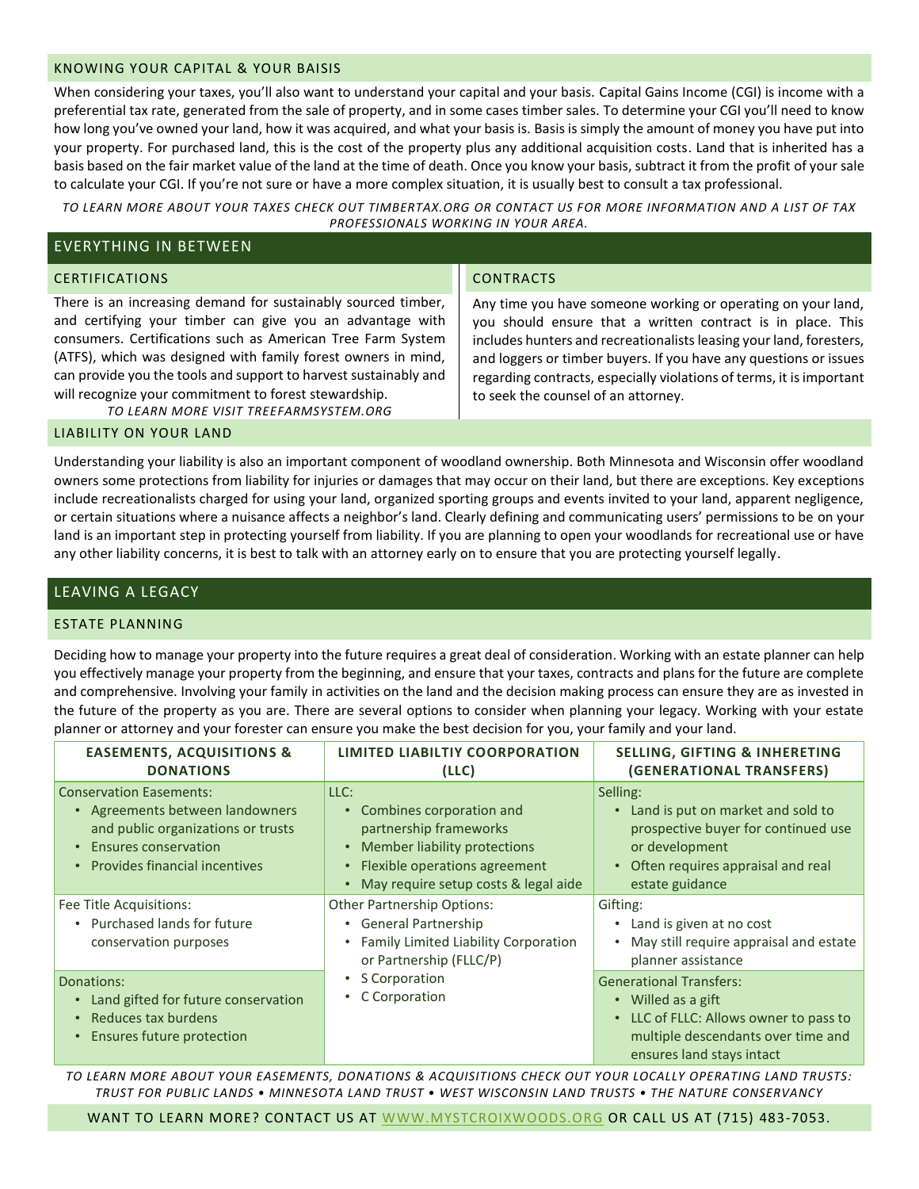### KNOWING YOUR CAPITAL & YOUR BASIS

When considering your taxes, you'll also want to understand your capital and your basis. Capital Gains Income (CGI) is income with a preferential tax rate, generated from the sale of property, and in some cases timber sales. To determine your CGI you'll need to know how long you've owned your land, how it was acquired, and what your basis is. Basis is simply the amount of money you have put into your property. For purchased land, this is the cost of the property plus any additional acquisition costs. Land that is inherited has a basis based on the fair market value of the land at the time of death. Once you know your basis, subtract it from the profit of your sale to calculate your CGI. If you're not sure or have a more complex situation, it is usually best to consult a tax professional.

*TO LEARN MORE ABOUT YOUR TAXES CHECK OUT TIMBERTAX.ORG OR CONTACT US FOR MORE INFORMATION AND A LIST OF TAX PROFESSIONALS WORKING IN YOUR AREA.*

## EVERYTHING IN BETWEEN

### CERTIFICATIONS

There is an increasing demand for sustainably sourced timber, and certifying your timber can give you an advantage with consumers. Certifications such as American Tree Farm System (ATFS), which was designed with family forest owners in mind, can provide you the tools and support to harvest sustainably and will recognize your commitment to forest stewardship.

*TO LEARN MORE VISIT TREEFARMSYSTEM.ORG*

### CONTRACTS

Any time you have someone working or operating on your land, you should ensure that a written contract is in place. This includes hunters and recreationalists leasing your land, foresters, and loggers or timber buyers. If you have any questions or issues regarding contracts, especially violations of terms, it is important to seek the counsel of an attorney.

### LIABILITY ON YOUR LAND

Understanding your liability is also an important component of woodland ownership. Both Minnesota and Wisconsin offer woodland owners some protections from liability for injuries or damages that may occur on their land, but there are exceptions. Key exceptions include recreationalists charged for using your land, organized sporting groups and events invited to your land, apparent negligence, or certain situations where a nuisance affects a neighbor's land. Clearly defining and communicating users' permissions to be on your land is an important step in protecting yourself from liability. If you are planning to open your woodlands for recreational use or have any other liability concerns, it is best to talk with an attorney early on to ensure that you are protecting yourself legally.

## LEAVING A LEGACY

### ESTATE PLANNING

Deciding how to manage your property into the future requires a great deal of consideration. Working with an estate planner can help you effectively manage your property from the beginning, and ensure that your taxes, contracts and plans for the future are complete and comprehensive. Involving your family in activities on the land and the decision making process can ensure they are as invested in the future of the property as you are. There are several options to consider when planning your legacy. Working with your estate planner or attorney and your forester can ensure you make the best decision for you, your family and your land.

| EASEMENTS, ACQUISITIONS & DONATIONS | LIMITED LIABILTIY COORPORATION (LLC) | SELLING, GIFTING & INHERETING (GENERATIONAL TRANSFERS) |
|---|---|---|
| Conservation Easements:<br>• Agreements between landowners and public organizations or trusts<br>• Ensures conservation<br>• Provides financial incentives | LLC:<br>• Combines corporation and partnership frameworks<br>• Member liability protections<br>• Flexible operations agreement<br>• May require setup costs & legal aide | Selling:<br>• Land is put on market and sold to prospective buyer for continued use or development<br>• Often requires appraisal and real estate guidance |
| Fee Title Acquisitions:<br>• Purchased lands for future conservation purposes | Other Partnership Options:<br>• General Partnership<br>• Family Limited Liability Corporation or Partnership (FLLC/P)<br>• S Corporation<br>• C Corporation | Gifting:<br>• Land is given at no cost<br>• May still require appraisal and estate planner assistance |
| Donations:<br>• Land gifted for future conservation<br>• Reduces tax burdens<br>• Ensures future protection | | Generational Transfers:<br>• Willed as a gift<br>• LLC of FLLC: Allows owner to pass to multiple descendants over time and ensures land stays intact |

*TO LEARN MORE ABOUT YOUR EASEMENTS, DONATIONS & ACQUISITIONS CHECK OUT YOUR LOCALLY OPERATING LAND TRUSTS: TRUST FOR PUBLIC LANDS • MINNESOTA LAND TRUST • WEST WISCONSIN LAND TRUSTS • THE NATURE CONSERVANCY*

WANT TO LEARN MORE? CONTACT US AT WWW.MYSTCROIXWOODS.ORG OR CALL US AT (715) 483-7053.